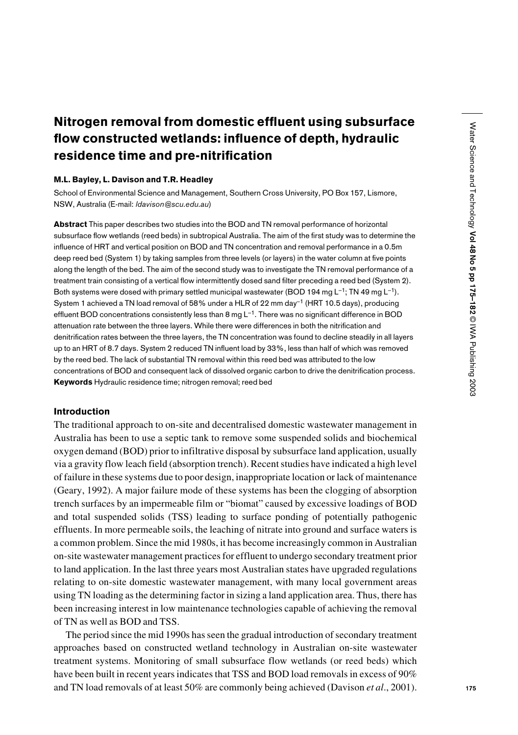# Nitrogen removal from domestic effluent using subsurface flow constructed wetlands: influence of depth, hydraulic residence time and pre-nitrification

**M.L. Bayley, L. Davison and T.R. Headley**

School of Environmental Science and Management, Southern Cross University, PO Box 157, Lismore, NSW, Australia (E-mail: *ldavison@scu.edu.au*)

**Abstract** This paper describes two studies into the BOD and TN removal performance of horizontal subsurface flow wetlands (reed beds) in subtropical Australia. The aim of the first study was to determine the influence of HRT and vertical position on BOD and TN concentration and removal performance in a 0.5m deep reed bed (System 1) by taking samples from three levels (or layers) in the water column at five points along the length of the bed. The aim of the second study was to investigate the TN removal performance of a treatment train consisting of a vertical flow intermittently dosed sand filter preceding a reed bed (System 2). Both systems were dosed with primary settled municipal wastewater (BOD 194 mg $L^{-1}$; TN 49 mg $L^{-1}$). System 1 achieved a TN load removal of 58% under a HLR of 22 mm $day^{-1}$ (HRT 10.5 days), producing effluent BOD concentrations consistently less than 8 mg $L^{-1}$. There was no significant difference in BOD attenuation rate between the three layers. While there were differences in both the nitrification and denitrification rates between the three layers, the TN concentration was found to decline steadily in all layers up to an HRT of 8.7 days. System 2 reduced TN influent load by 33%, less than half of which was removed by the reed bed. The lack of substantial TN removal within this reed bed was attributed to the low concentrations of BOD and consequent lack of dissolved organic carbon to drive the denitrification process.

**Keywords** Hydraulic residence time; nitrogen removal; reed bed

## Introduction

The traditional approach to on-site and decentralised domestic wastewater management in Australia has been to use a septic tank to remove some suspended solids and biochemical oxygen demand (BOD) prior to infiltrative disposal by subsurface land application, usually via a gravity flow leach field (absorption trench). Recent studies have indicated a high level of failure in these systems due to poor design, inappropriate location or lack of maintenance (Geary, 1992). A major failure mode of these systems has been the clogging of absorption trench surfaces by an impermeable film or "biomat" caused by excessive loadings of BOD and total suspended solids (TSS) leading to surface ponding of potentially pathogenic effluents. In more permeable soils, the leaching of nitrate into ground and surface waters is a common problem. Since the mid 1980s, it has become increasingly common in Australian on-site wastewater management practices for effluent to undergo secondary treatment prior to land application. In the last three years most Australian states have upgraded regulations relating to on-site domestic wastewater management, with many local government areas using TN loading as the determining factor in sizing a land application area. Thus, there has been increasing interest in low maintenance technologies capable of achieving the removal of TN as well as BOD and TSS.

The period since the mid 1990s has seen the gradual introduction of secondary treatment approaches based on constructed wetland technology in Australian on-site wastewater treatment systems. Monitoring of small subsurface flow wetlands (or reed beds) which have been built in recent years indicates that TSS and BOD load removals in excess of 90% and TN load removals of at least 50% are commonly being achieved (Davison *et al*., 2001).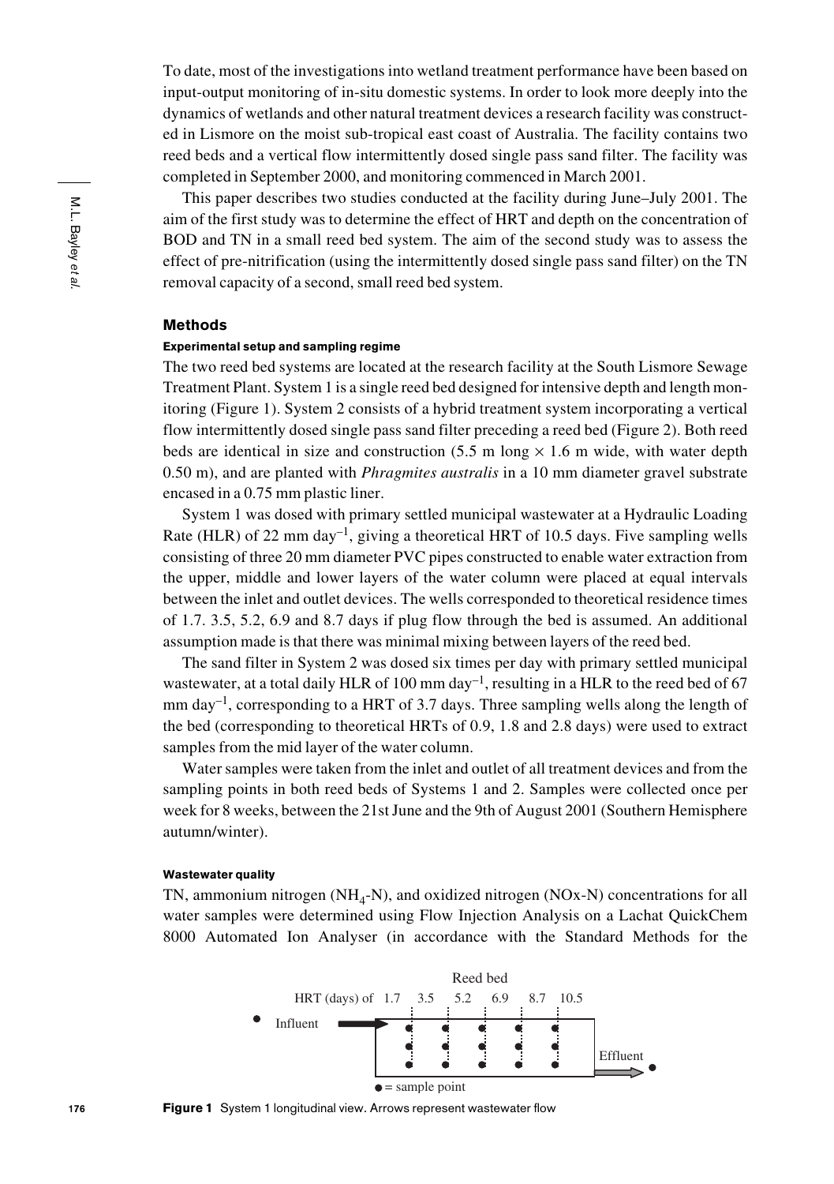To date, most of the investigations into wetland treatment performance have been based on input-output monitoring of in-situ domestic systems. In order to look more deeply into the dynamics of wetlands and other natural treatment devices a research facility was constructed in Lismore on the moist sub-tropical east coast of Australia. The facility contains two reed beds and a vertical flow intermittently dosed single pass sand filter. The facility was completed in September 2000, and monitoring commenced in March 2001.

This paper describes two studies conducted at the facility during June–July 2001. The aim of the first study was to determine the effect of HRT and depth on the concentration of BOD and TN in a small reed bed system. The aim of the second study was to assess the effect of pre-nitrification (using the intermittently dosed single pass sand filter) on the TN removal capacity of a second, small reed bed system.

## Methods

### Experimental setup and sampling regime

The two reed bed systems are located at the research facility at the South Lismore Sewage Treatment Plant. System 1 is a single reed bed designed for intensive depth and length monitoring (Figure 1). System 2 consists of a hybrid treatment system incorporating a vertical flow intermittently dosed single pass sand filter preceding a reed bed (Figure 2). Both reed beds are identical in size and construction (5.5 m long × 1.6 m wide, with water depth 0.50 m), and are planted with *Phragmites australis* in a 10 mm diameter gravel substrate encased in a 0.75 mm plastic liner.

System 1 was dosed with primary settled municipal wastewater at a Hydraulic Loading Rate (HLR) of 22 mm day$^{-1}$, giving a theoretical HRT of 10.5 days. Five sampling wells consisting of three 20 mm diameter PVC pipes constructed to enable water extraction from the upper, middle and lower layers of the water column were placed at equal intervals between the inlet and outlet devices. The wells corresponded to theoretical residence times of 1.7. 3.5, 5.2, 6.9 and 8.7 days if plug flow through the bed is assumed. An additional assumption made is that there was minimal mixing between layers of the reed bed.

The sand filter in System 2 was dosed six times per day with primary settled municipal wastewater, at a total daily HLR of 100 mm day$^{-1}$, resulting in a HLR to the reed bed of 67 mm day$^{-1}$, corresponding to a HRT of 3.7 days. Three sampling wells along the length of the bed (corresponding to theoretical HRTs of 0.9, 1.8 and 2.8 days) were used to extract samples from the mid layer of the water column.

Water samples were taken from the inlet and outlet of all treatment devices and from the sampling points in both reed beds of Systems 1 and 2. Samples were collected once per week for 8 weeks, between the 21st June and the 9th of August 2001 (Southern Hemisphere autumn/winter).

### Wastewater quality

TN, ammonium nitrogen ($NH_4$-N), and oxidized nitrogen (NOx-N) concentrations for all water samples were determined using Flow Injection Analysis on a Lachat QuickChem 8000 Automated Ion Analyser (in accordance with the Standard Methods for the

Reed bed

HRT (days) of 1.7 3.5 5.2 6.9 8.7 10.5

Influent

Effluent

● = sample point

**Figure 1** System 1 longitudinal view. Arrows represent wastewater flow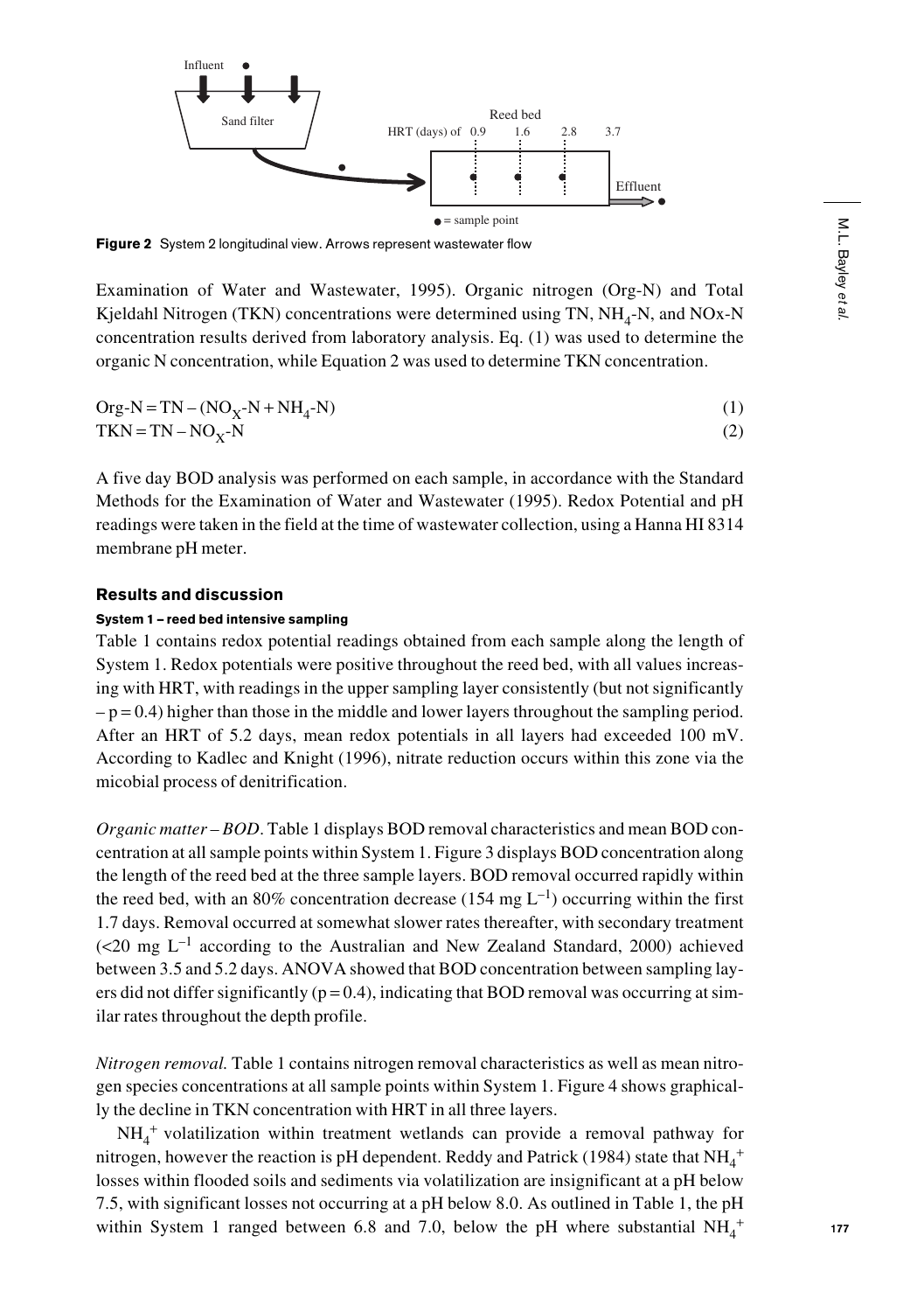Figure 2 System 2 longitudinal view. Arrows represent wastewater flow

Examination of Water and Wastewater, 1995). Organic nitrogen (Org-N) and Total Kjeldahl Nitrogen (TKN) concentrations were determined using TN, $NH_4$-N, and NOx-N concentration results derived from laboratory analysis. Eq. (1) was used to determine the organic N concentration, while Equation 2 was used to determine TKN concentration.

$$\text{Org-N} = \text{TN} - (\text{NO}_X\text{-N} + \text{NH}_4\text{-N}) \tag{1}$$

$$\text{TKN} = \text{TN} - \text{NO}_X\text{-N} \tag{2}$$

A five day BOD analysis was performed on each sample, in accordance with the Standard Methods for the Examination of Water and Wastewater (1995). Redox Potential and pH readings were taken in the field at the time of wastewater collection, using a Hanna HI 8314 membrane pH meter.

## Results and discussion

### System 1 – reed bed intensive sampling

Table 1 contains redox potential readings obtained from each sample along the length of System 1. Redox potentials were positive throughout the reed bed, with all values increasing with HRT, with readings in the upper sampling layer consistently (but not significantly – $p = 0.4$) higher than those in the middle and lower layers throughout the sampling period. After an HRT of 5.2 days, mean redox potentials in all layers had exceeded 100 mV. According to Kadlec and Knight (1996), nitrate reduction occurs within this zone via the micobial process of denitrification.

*Organic matter – BOD*. Table 1 displays BOD removal characteristics and mean BOD concentration at all sample points within System 1. Figure 3 displays BOD concentration along the length of the reed bed at the three sample layers. BOD removal occurred rapidly within the reed bed, with an 80% concentration decrease (154 mg $L^{-1}$) occurring within the first 1.7 days. Removal occurred at somewhat slower rates thereafter, with secondary treatment (<20 mg $L^{-1}$ according to the Australian and New Zealand Standard, 2000) achieved between 3.5 and 5.2 days. ANOVA showed that BOD concentration between sampling layers did not differ significantly ($p = 0.4$), indicating that BOD removal was occurring at similar rates throughout the depth profile.

*Nitrogen removal.* Table 1 contains nitrogen removal characteristics as well as mean nitrogen species concentrations at all sample points within System 1. Figure 4 shows graphically the decline in TKN concentration with HRT in all three layers.

$NH_4^+$ volatilization within treatment wetlands can provide a removal pathway for nitrogen, however the reaction is pH dependent. Reddy and Patrick (1984) state that $NH_4^+$ losses within flooded soils and sediments via volatilization are insignificant at a pH below 7.5, with significant losses not occurring at a pH below 8.0. As outlined in Table 1, the pH within System 1 ranged between 6.8 and 7.0, below the pH where substantial $NH_4^+$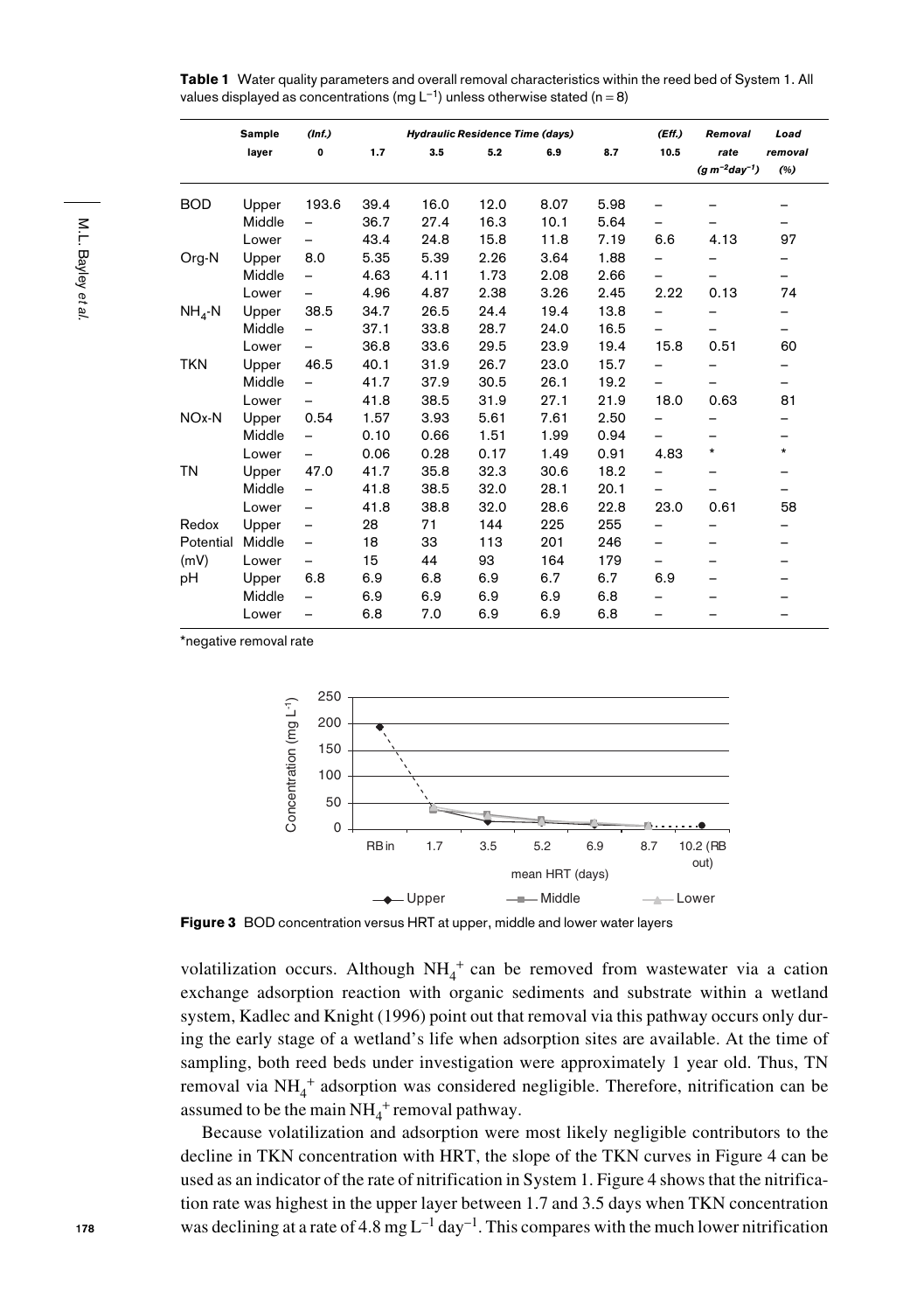**Table 1** Water quality parameters and overall removal characteristics within the reed bed of System 1. All values displayed as concentrations (mg $L^{-1}$) unless otherwise stated (n = 8)

| | Sample | (Inf.) | *Hydraulic Residence Time (days)* | | | | | (Eff.) | *Removal* | *Load* |
|---|---|---|---|---|---|---|---|---|---|---|
| | layer | 0 | 1.7 | 3.5 | 5.2 | 6.9 | 8.7 | 10.5 | *rate* *($g\ m^{-2}day^{-1}$)* | *removal* *(%)* |
| BOD | Upper | 193.6 | 39.4 | 16.0 | 12.0 | 8.07 | 5.98 | – | – | – |
| | Middle | – | 36.7 | 27.4 | 16.3 | 10.1 | 5.64 | – | – | – |
| | Lower | – | 43.4 | 24.8 | 15.8 | 11.8 | 7.19 | 6.6 | 4.13 | 97 |
| Org-N | Upper | 8.0 | 5.35 | 5.39 | 2.26 | 3.64 | 1.88 | – | – | – |
| | Middle | – | 4.63 | 4.11 | 1.73 | 2.08 | 2.66 | – | – | – |
| | Lower | – | 4.96 | 4.87 | 2.38 | 3.26 | 2.45 | 2.22 | 0.13 | 74 |
| $NH_4$-N | Upper | 38.5 | 34.7 | 26.5 | 24.4 | 19.4 | 13.8 | – | – | – |
| | Middle | – | 37.1 | 33.8 | 28.7 | 24.0 | 16.5 | – | – | – |
| | Lower | – | 36.8 | 33.6 | 29.5 | 23.9 | 19.4 | 15.8 | 0.51 | 60 |
| TKN | Upper | 46.5 | 40.1 | 31.9 | 26.7 | 23.0 | 15.7 | – | – | – |
| | Middle | – | 41.7 | 37.9 | 30.5 | 26.1 | 19.2 | – | – | – |
| | Lower | – | 41.8 | 38.5 | 31.9 | 27.1 | 21.9 | 18.0 | 0.63 | 81 |
| NOx-N | Upper | 0.54 | 1.57 | 3.93 | 5.61 | 7.61 | 2.50 | – | – | – |
| | Middle | – | 0.10 | 0.66 | 1.51 | 1.99 | 0.94 | – | – | – |
| | Lower | – | 0.06 | 0.28 | 0.17 | 1.49 | 0.91 | 4.83 | * | * |
| TN | Upper | 47.0 | 41.7 | 35.8 | 32.3 | 30.6 | 18.2 | – | – | – |
| | Middle | – | 41.8 | 38.5 | 32.0 | 28.1 | 20.1 | – | – | – |
| | Lower | – | 41.8 | 38.8 | 32.0 | 28.6 | 22.8 | 23.0 | 0.61 | 58 |
| Redox | Upper | – | 28 | 71 | 144 | 225 | 255 | – | – | – |
| Potential | Middle | – | 18 | 33 | 113 | 201 | 246 | – | – | – |
| (mV) | Lower | – | 15 | 44 | 93 | 164 | 179 | – | – | – |
| pH | Upper | 6.8 | 6.9 | 6.8 | 6.9 | 6.7 | 6.7 | 6.9 | – | – |
| | Middle | – | 6.9 | 6.9 | 6.9 | 6.9 | 6.8 | – | – | – |
| | Lower | – | 6.8 | 7.0 | 6.9 | 6.9 | 6.8 | – | – | – |

*negative removal rate

**Figure 3** BOD concentration versus HRT at upper, middle and lower water layers

volatilization occurs. Although $NH_4^+$ can be removed from wastewater via a cation exchange adsorption reaction with organic sediments and substrate within a wetland system, Kadlec and Knight (1996) point out that removal via this pathway occurs only during the early stage of a wetland's life when adsorption sites are available. At the time of sampling, both reed beds under investigation were approximately 1 year old. Thus, TN removal via $NH_4^+$ adsorption was considered negligible. Therefore, nitrification can be assumed to be the main $NH_4^+$ removal pathway.

Because volatilization and adsorption were most likely negligible contributors to the decline in TKN concentration with HRT, the slope of the TKN curves in Figure 4 can be used as an indicator of the rate of nitrification in System 1. Figure 4 shows that the nitrification rate was highest in the upper layer between 1.7 and 3.5 days when TKN concentration was declining at a rate of 4.8 mg $L^{-1}$ $day^{-1}$. This compares with the much lower nitrification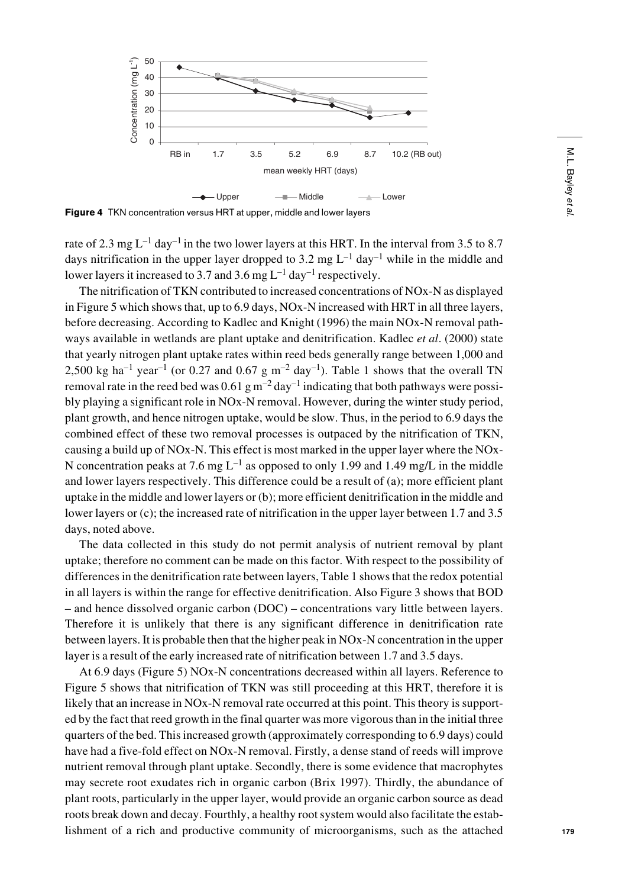**Figure 4** TKN concentration versus HRT at upper, middle and lower layers

rate of 2.3 mg $L^{-1}$ $day^{-1}$ in the two lower layers at this HRT. In the interval from 3.5 to 8.7 days nitrification in the upper layer dropped to 3.2 mg $L^{-1}$ $day^{-1}$ while in the middle and lower layers it increased to 3.7 and 3.6 mg $L^{-1}$ $day^{-1}$ respectively.

The nitrification of TKN contributed to increased concentrations of NOx-N as displayed in Figure 5 which shows that, up to 6.9 days, NOx-N increased with HRT in all three layers, before decreasing. According to Kadlec and Knight (1996) the main NOx-N removal pathways available in wetlands are plant uptake and denitrification. Kadlec *et al*. (2000) state that yearly nitrogen plant uptake rates within reed beds generally range between 1,000 and 2,500 kg $ha^{-1}$ $year^{-1}$ (or 0.27 and 0.67 g $m^{-2}$ $day^{-1}$). Table 1 shows that the overall TN removal rate in the reed bed was 0.61 g $m^{-2}$ $day^{-1}$ indicating that both pathways were possibly playing a significant role in NOx-N removal. However, during the winter study period, plant growth, and hence nitrogen uptake, would be slow. Thus, in the period to 6.9 days the combined effect of these two removal processes is outpaced by the nitrification of TKN, causing a build up of NOx-N. This effect is most marked in the upper layer where the NOx-N concentration peaks at 7.6 mg $L^{-1}$ as opposed to only 1.99 and 1.49 mg/L in the middle and lower layers respectively. This difference could be a result of (a); more efficient plant uptake in the middle and lower layers or (b); more efficient denitrification in the middle and lower layers or (c); the increased rate of nitrification in the upper layer between 1.7 and 3.5 days, noted above.

The data collected in this study do not permit analysis of nutrient removal by plant uptake; therefore no comment can be made on this factor. With respect to the possibility of differences in the denitrification rate between layers, Table 1 shows that the redox potential in all layers is within the range for effective denitrification. Also Figure 3 shows that BOD – and hence dissolved organic carbon (DOC) – concentrations vary little between layers. Therefore it is unlikely that there is any significant difference in denitrification rate between layers. It is probable then that the higher peak in NOx-N concentration in the upper layer is a result of the early increased rate of nitrification between 1.7 and 3.5 days.

At 6.9 days (Figure 5) NOx-N concentrations decreased within all layers. Reference to Figure 5 shows that nitrification of TKN was still proceeding at this HRT, therefore it is likely that an increase in NOx-N removal rate occurred at this point. This theory is supported by the fact that reed growth in the final quarter was more vigorous than in the initial three quarters of the bed. This increased growth (approximately corresponding to 6.9 days) could have had a five-fold effect on NOx-N removal. Firstly, a dense stand of reeds will improve nutrient removal through plant uptake. Secondly, there is some evidence that macrophytes may secrete root exudates rich in organic carbon (Brix 1997). Thirdly, the abundance of plant roots, particularly in the upper layer, would provide an organic carbon source as dead roots break down and decay. Fourthly, a healthy root system would also facilitate the establishment of a rich and productive community of microorganisms, such as the attached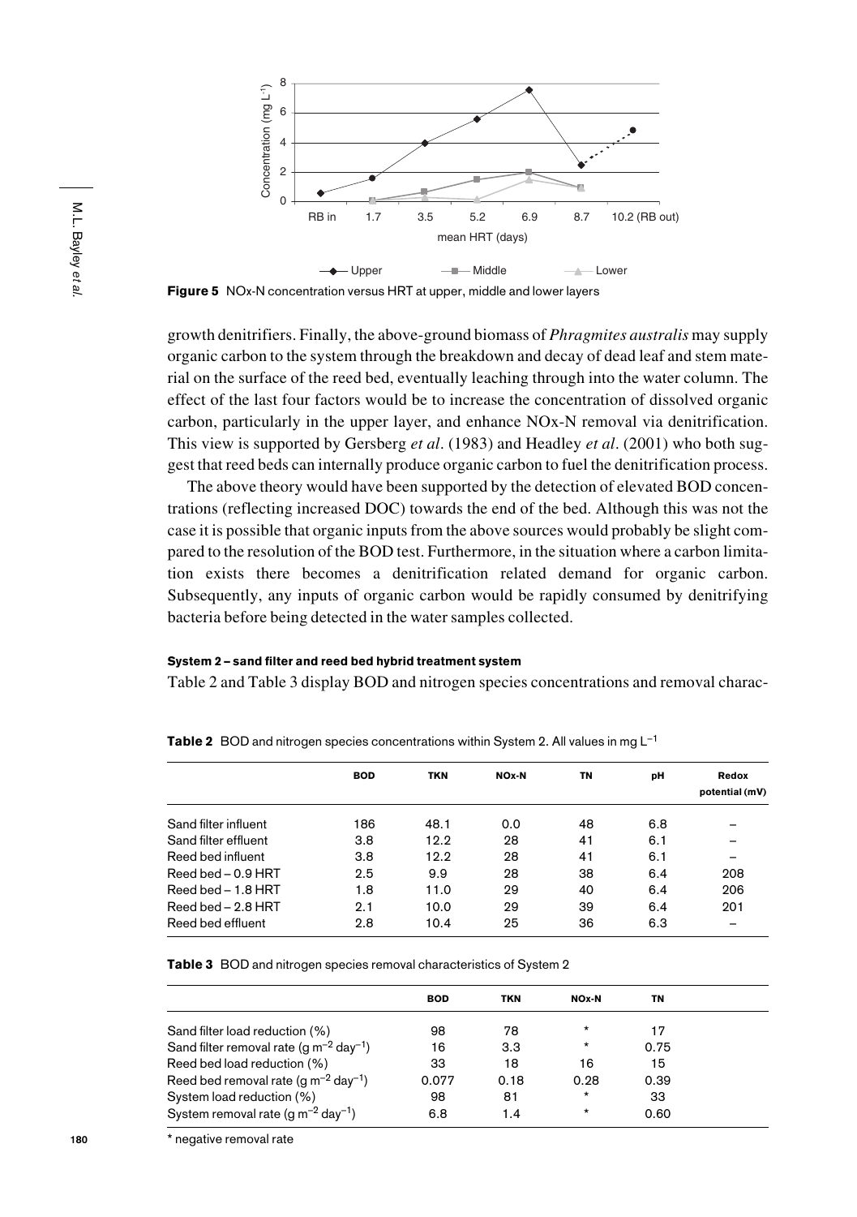**Figure 5** NOx-N concentration versus HRT at upper, middle and lower layers

growth denitrifiers. Finally, the above-ground biomass of *Phragmites australis* may supply organic carbon to the system through the breakdown and decay of dead leaf and stem material on the surface of the reed bed, eventually leaching through into the water column. The effect of the last four factors would be to increase the concentration of dissolved organic carbon, particularly in the upper layer, and enhance NOx-N removal via denitrification. This view is supported by Gersberg *et al*. (1983) and Headley *et al*. (2001) who both suggest that reed beds can internally produce organic carbon to fuel the denitrification process.

The above theory would have been supported by the detection of elevated BOD concentrations (reflecting increased DOC) towards the end of the bed. Although this was not the case it is possible that organic inputs from the above sources would probably be slight compared to the resolution of the BOD test. Furthermore, in the situation where a carbon limitation exists there becomes a denitrification related demand for organic carbon. Subsequently, any inputs of organic carbon would be rapidly consumed by denitrifying bacteria before being detected in the water samples collected.

#### System 2 – sand filter and reed bed hybrid treatment system

Table 2 and Table 3 display BOD and nitrogen species concentrations and removal charac-

**Table 2** BOD and nitrogen species concentrations within System 2. All values in mg $L^{-1}$

| | BOD | TKN | NOx-N | TN | pH | Redox potential (mV) |
|---|---|---|---|---|---|---|
| Sand filter influent | 186 | 48.1 | 0.0 | 48 | 6.8 | – |
| Sand filter effluent | 3.8 | 12.2 | 28 | 41 | 6.1 | – |
| Reed bed influent | 3.8 | 12.2 | 28 | 41 | 6.1 | – |
| Reed bed – 0.9 HRT | 2.5 | 9.9 | 28 | 38 | 6.4 | 208 |
| Reed bed – 1.8 HRT | 1.8 | 11.0 | 29 | 40 | 6.4 | 206 |
| Reed bed – 2.8 HRT | 2.1 | 10.0 | 29 | 39 | 6.4 | 201 |
| Reed bed effluent | 2.8 | 10.4 | 25 | 36 | 6.3 | – |

**Table 3** BOD and nitrogen species removal characteristics of System 2

| | BOD | TKN | NOx-N | TN |
|---|---|---|---|---|
| Sand filter load reduction (%) | 98 | 78 | * | 17 |
| Sand filter removal rate (g $m^{-2}$ $day^{-1}$) | 16 | 3.3 | * | 0.75 |
| Reed bed load reduction (%) | 33 | 18 | 16 | 15 |
| Reed bed removal rate (g $m^{-2}$ $day^{-1}$) | 0.077 | 0.18 | 0.28 | 0.39 |
| System load reduction (%) | 98 | 81 | * | 33 |
| System removal rate (g $m^{-2}$ $day^{-1}$) | 6.8 | 1.4 | * | 0.60 |

\* negative removal rate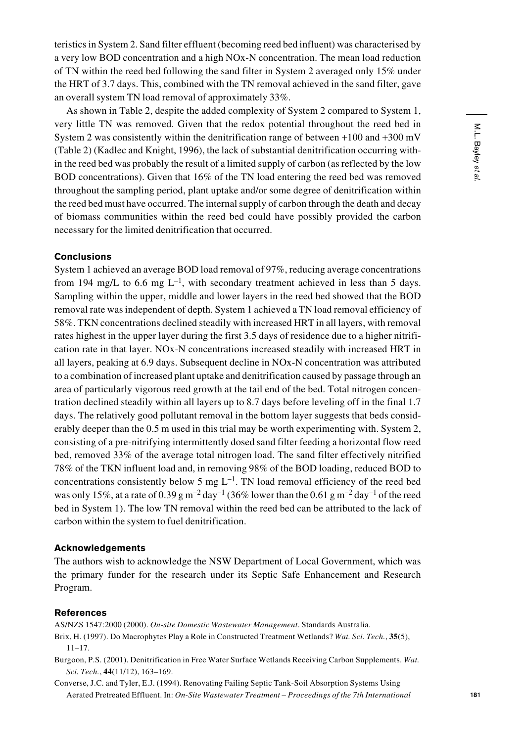teristics in System 2. Sand filter effluent (becoming reed bed influent) was characterised by a very low BOD concentration and a high NOx-N concentration. The mean load reduction of TN within the reed bed following the sand filter in System 2 averaged only 15% under the HRT of 3.7 days. This, combined with the TN removal achieved in the sand filter, gave an overall system TN load removal of approximately 33%.

As shown in Table 2, despite the added complexity of System 2 compared to System 1, very little TN was removed. Given that the redox potential throughout the reed bed in System 2 was consistently within the denitrification range of between +100 and +300 mV (Table 2) (Kadlec and Knight, 1996), the lack of substantial denitrification occurring within the reed bed was probably the result of a limited supply of carbon (as reflected by the low BOD concentrations). Given that 16% of the TN load entering the reed bed was removed throughout the sampling period, plant uptake and/or some degree of denitrification within the reed bed must have occurred. The internal supply of carbon through the death and decay of biomass communities within the reed bed could have possibly provided the carbon necessary for the limited denitrification that occurred.

### Conclusions

System 1 achieved an average BOD load removal of 97%, reducing average concentrations from 194 mg/L to 6.6 mg $L^{-1}$, with secondary treatment achieved in less than 5 days. Sampling within the upper, middle and lower layers in the reed bed showed that the BOD removal rate was independent of depth. System 1 achieved a TN load removal efficiency of 58%. TKN concentrations declined steadily with increased HRT in all layers, with removal rates highest in the upper layer during the first 3.5 days of residence due to a higher nitrification rate in that layer. NOx-N concentrations increased steadily with increased HRT in all layers, peaking at 6.9 days. Subsequent decline in NOx-N concentration was attributed to a combination of increased plant uptake and denitrification caused by passage through an area of particularly vigorous reed growth at the tail end of the bed. Total nitrogen concentration declined steadily within all layers up to 8.7 days before leveling off in the final 1.7 days. The relatively good pollutant removal in the bottom layer suggests that beds considerably deeper than the 0.5 m used in this trial may be worth experimenting with. System 2, consisting of a pre-nitrifying intermittently dosed sand filter feeding a horizontal flow reed bed, removed 33% of the average total nitrogen load. The sand filter effectively nitrified 78% of the TKN influent load and, in removing 98% of the BOD loading, reduced BOD to concentrations consistently below 5 mg $L^{-1}$. TN load removal efficiency of the reed bed was only 15%, at a rate of 0.39 g $m^{-2}$ $day^{-1}$ (36% lower than the 0.61 g $m^{-2}$ $day^{-1}$ of the reed bed in System 1). The low TN removal within the reed bed can be attributed to the lack of carbon within the system to fuel denitrification.

### Acknowledgements

The authors wish to acknowledge the NSW Department of Local Government, which was the primary funder for the research under its Septic Safe Enhancement and Research Program.

### References

AS/NZS 1547:2000 (2000). *On-site Domestic Wastewater Management*. Standards Australia.

Brix, H. (1997). Do Macrophytes Play a Role in Constructed Treatment Wetlands? *Wat. Sci. Tech.*, **35**(5), 11–17.

Burgoon, P.S. (2001). Denitrification in Free Water Surface Wetlands Receiving Carbon Supplements. *Wat. Sci. Tech.*, **44**(11/12), 163–169.

Converse, J.C. and Tyler, E.J. (1994). Renovating Failing Septic Tank-Soil Absorption Systems Using Aerated Pretreated Effluent. In: *On-Site Wastewater Treatment – Proceedings of the 7th International*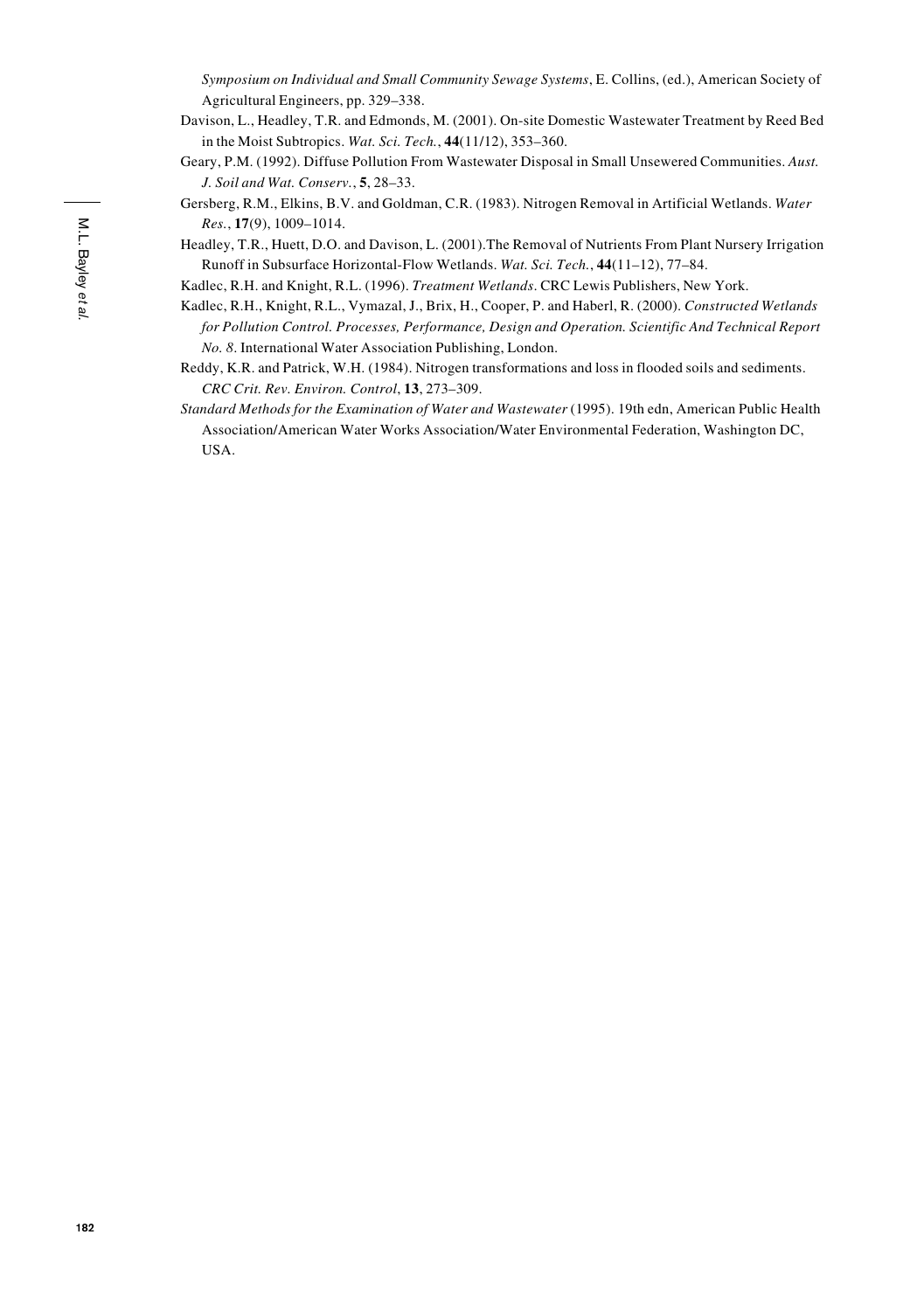*Symposium on Individual and Small Community Sewage Systems*, E. Collins, (ed.), American Society of Agricultural Engineers, pp. 329–338.

Davison, L., Headley, T.R. and Edmonds, M. (2001). On-site Domestic Wastewater Treatment by Reed Bed in the Moist Subtropics. *Wat. Sci. Tech.*, **44**(11/12), 353–360.

Geary, P.M. (1992). Diffuse Pollution From Wastewater Disposal in Small Unsewered Communities. *Aust. J. Soil and Wat. Conserv.*, **5**, 28–33.

Gersberg, R.M., Elkins, B.V. and Goldman, C.R. (1983). Nitrogen Removal in Artificial Wetlands. *Water Res.*, **17**(9), 1009–1014.

Headley, T.R., Huett, D.O. and Davison, L. (2001).The Removal of Nutrients From Plant Nursery Irrigation Runoff in Subsurface Horizontal-Flow Wetlands. *Wat. Sci. Tech.*, **44**(11–12), 77–84.

Kadlec, R.H. and Knight, R.L. (1996). *Treatment Wetlands*. CRC Lewis Publishers, New York.

Kadlec, R.H., Knight, R.L., Vymazal, J., Brix, H., Cooper, P. and Haberl, R. (2000). *Constructed Wetlands for Pollution Control. Processes, Performance, Design and Operation. Scientific And Technical Report No. 8*. International Water Association Publishing, London.

Reddy, K.R. and Patrick, W.H. (1984). Nitrogen transformations and loss in flooded soils and sediments. *CRC Crit. Rev. Environ. Control*, **13**, 273–309.

*Standard Methods for the Examination of Water and Wastewater* (1995). 19th edn, American Public Health Association/American Water Works Association/Water Environmental Federation, Washington DC, USA.